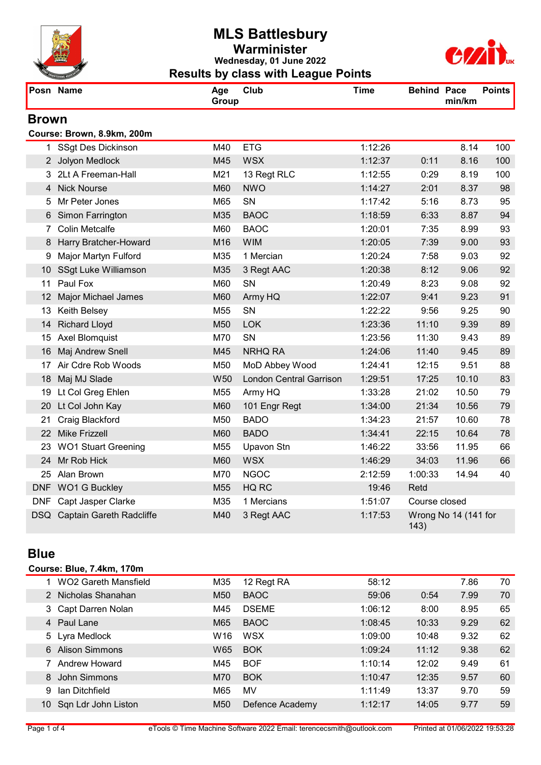# MLS Battlesbury

## Warminster

**Wednesday, 01 June 2022**

## Results by class with League Points

### Brown

**Course: Brown, 8.9km, 200m**

| Posn | Name | Age Group | Club | Time | Behind | Pace min/km | Points |
|---|---|---|---|---|---|---|---|
| 1 | SSgt Des Dickinson | M40 | ETG | 1:12:26 | | 8.14 | 100 |
| 2 | Jolyon Medlock | M45 | WSX | 1:12:37 | 0:11 | 8.16 | 100 |
| 3 | 2Lt A Freeman-Hall | M21 | 13 Regt RLC | 1:12:55 | 0:29 | 8.19 | 100 |
| 4 | Nick Nourse | M60 | NWO | 1:14:27 | 2:01 | 8.37 | 98 |
| 5 | Mr Peter Jones | M65 | SN | 1:17:42 | 5:16 | 8.73 | 95 |
| 6 | Simon Farrington | M35 | BAOC | 1:18:59 | 6:33 | 8.87 | 94 |
| 7 | Colin Metcalfe | M60 | BAOC | 1:20:01 | 7:35 | 8.99 | 93 |
| 8 | Harry Bratcher-Howard | M16 | WIM | 1:20:05 | 7:39 | 9.00 | 93 |
| 9 | Major Martyn Fulford | M35 | 1 Mercian | 1:20:24 | 7:58 | 9.03 | 92 |
| 10 | SSgt Luke Williamson | M35 | 3 Regt AAC | 1:20:38 | 8:12 | 9.06 | 92 |
| 11 | Paul Fox | M60 | SN | 1:20:49 | 8:23 | 9.08 | 92 |
| 12 | Major Michael James | M60 | Army HQ | 1:22:07 | 9:41 | 9.23 | 91 |
| 13 | Keith Belsey | M55 | SN | 1:22:22 | 9:56 | 9.25 | 90 |
| 14 | Richard Lloyd | M50 | LOK | 1:23:36 | 11:10 | 9.39 | 89 |
| 15 | Axel Blomquist | M70 | SN | 1:23:56 | 11:30 | 9.43 | 89 |
| 16 | Maj Andrew Snell | M45 | NRHQ RA | 1:24:06 | 11:40 | 9.45 | 89 |
| 17 | Air Cdre Rob Woods | M50 | MoD Abbey Wood | 1:24:41 | 12:15 | 9.51 | 88 |
| 18 | Maj MJ Slade | W50 | London Central Garrison | 1:29:51 | 17:25 | 10.10 | 83 |
| 19 | Lt Col Greg Ehlen | M55 | Army HQ | 1:33:28 | 21:02 | 10.50 | 79 |
| 20 | Lt Col John Kay | M60 | 101 Engr Regt | 1:34:00 | 21:34 | 10.56 | 79 |
| 21 | Craig Blackford | M50 | BADO | 1:34:23 | 21:57 | 10.60 | 78 |
| 22 | Mike Frizzell | M60 | BADO | 1:34:41 | 22:15 | 10.64 | 78 |
| 23 | WO1 Stuart Greening | M55 | Upavon Stn | 1:46:22 | 33:56 | 11.95 | 66 |
| 24 | Mr Rob Hick | M60 | WSX | 1:46:29 | 34:03 | 11.96 | 66 |
| 25 | Alan Brown | M70 | NGOC | 2:12:59 | 1:00:33 | 14.94 | 40 |
| DNF | WO1 G Buckley | M55 | HQ RC | 19:46 | Retd | | |
| DNF | Capt Jasper Clarke | M35 | 1 Mercians | 1:51:07 | Course closed | | |
| DSQ | Captain Gareth Radcliffe | M40 | 3 Regt AAC | 1:17:53 | Wrong No 14 (141 for 143) | | |

### Blue

**Course: Blue, 7.4km, 170m**

| Posn | Name | Age Group | Club | Time | Behind | Pace min/km | Points |
|---|---|---|---|---|---|---|---|
| 1 | WO2 Gareth Mansfield | M35 | 12 Regt RA | 58:12 | | 7.86 | 70 |
| 2 | Nicholas Shanahan | M50 | BAOC | 59:06 | 0:54 | 7.99 | 70 |
| 3 | Capt Darren Nolan | M45 | DSEME | 1:06:12 | 8:00 | 8.95 | 65 |
| 4 | Paul Lane | M65 | BAOC | 1:08:45 | 10:33 | 9.29 | 62 |
| 5 | Lyra Medlock | W16 | WSX | 1:09:00 | 10:48 | 9.32 | 62 |
| 6 | Alison Simmons | W65 | BOK | 1:09:24 | 11:12 | 9.38 | 62 |
| 7 | Andrew Howard | M45 | BOF | 1:10:14 | 12:02 | 9.49 | 61 |
| 8 | John Simmons | M70 | BOK | 1:10:47 | 12:35 | 9.57 | 60 |
| 9 | Ian Ditchfield | M65 | MV | 1:11:49 | 13:37 | 9.70 | 59 |
| 10 | Sqn Ldr John Liston | M50 | Defence Academy | 1:12:17 | 14:05 | 9.77 | 59 |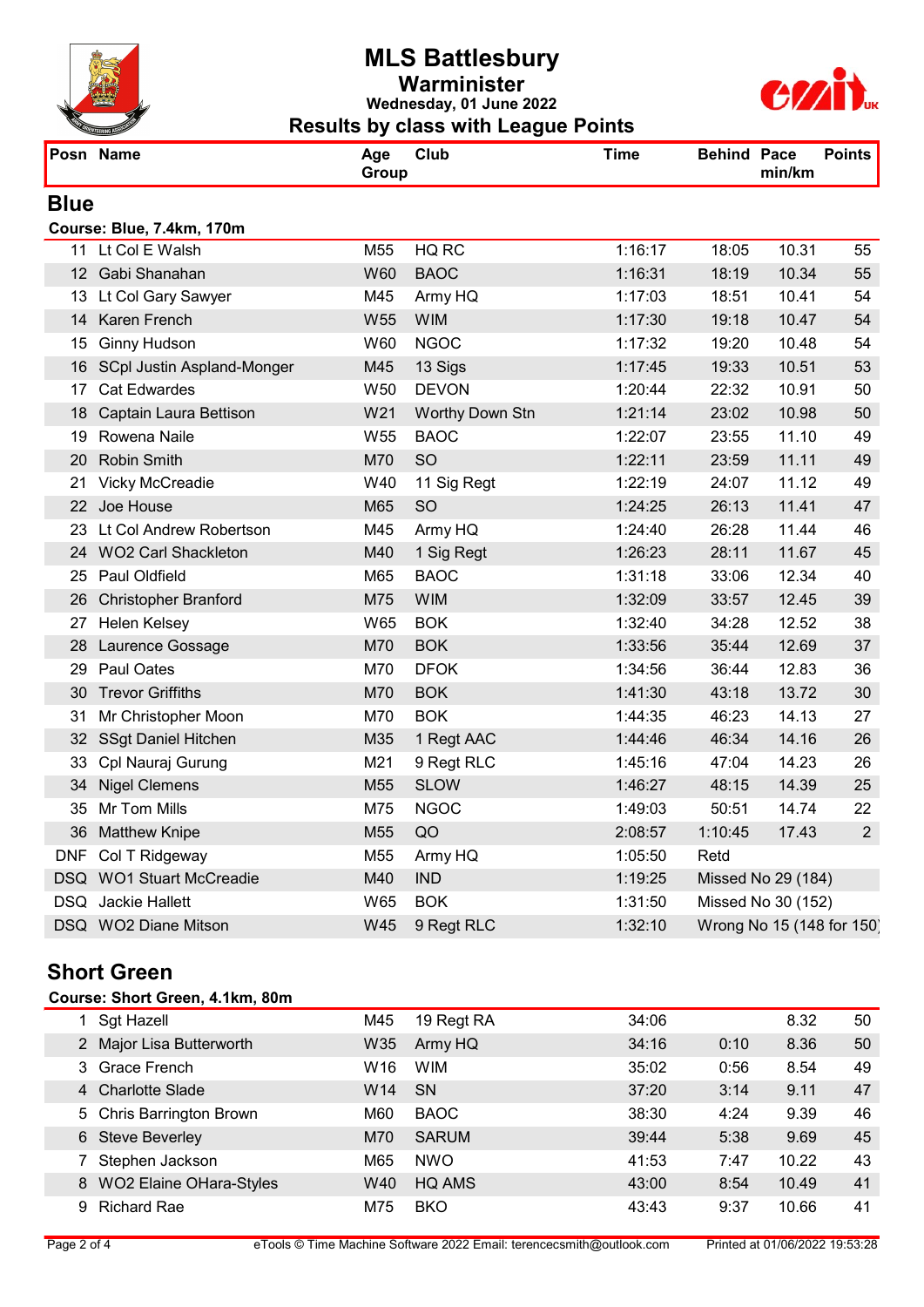# MLS Battlesbury

## Warminster

**Wednesday, 01 June 2022**

## Results by class with League Points

## Blue

**Course: Blue, 7.4km, 170m**

| Posn | Name | Age Group | Club | Time | Behind | Pace min/km | Points |
|---|---|---|---|---|---|---|---|
| 11 | Lt Col E Walsh | M55 | HQ RC | 1:16:17 | 18:05 | 10.31 | 55 |
| 12 | Gabi Shanahan | W60 | BAOC | 1:16:31 | 18:19 | 10.34 | 55 |
| 13 | Lt Col Gary Sawyer | M45 | Army HQ | 1:17:03 | 18:51 | 10.41 | 54 |
| 14 | Karen French | W55 | WIM | 1:17:30 | 19:18 | 10.47 | 54 |
| 15 | Ginny Hudson | W60 | NGOC | 1:17:32 | 19:20 | 10.48 | 54 |
| 16 | SCpl Justin Aspland-Monger | M45 | 13 Sigs | 1:17:45 | 19:33 | 10.51 | 53 |
| 17 | Cat Edwardes | W50 | DEVON | 1:20:44 | 22:32 | 10.91 | 50 |
| 18 | Captain Laura Bettison | W21 | Worthy Down Stn | 1:21:14 | 23:02 | 10.98 | 50 |
| 19 | Rowena Naile | W55 | BAOC | 1:22:07 | 23:55 | 11.10 | 49 |
| 20 | Robin Smith | M70 | SO | 1:22:11 | 23:59 | 11.11 | 49 |
| 21 | Vicky McCreadie | W40 | 11 Sig Regt | 1:22:19 | 24:07 | 11.12 | 49 |
| 22 | Joe House | M65 | SO | 1:24:25 | 26:13 | 11.41 | 47 |
| 23 | Lt Col Andrew Robertson | M45 | Army HQ | 1:24:40 | 26:28 | 11.44 | 46 |
| 24 | WO2 Carl Shackleton | M40 | 1 Sig Regt | 1:26:23 | 28:11 | 11.67 | 45 |
| 25 | Paul Oldfield | M65 | BAOC | 1:31:18 | 33:06 | 12.34 | 40 |
| 26 | Christopher Branford | M75 | WIM | 1:32:09 | 33:57 | 12.45 | 39 |
| 27 | Helen Kelsey | W65 | BOK | 1:32:40 | 34:28 | 12.52 | 38 |
| 28 | Laurence Gossage | M70 | BOK | 1:33:56 | 35:44 | 12.69 | 37 |
| 29 | Paul Oates | M70 | DFOK | 1:34:56 | 36:44 | 12.83 | 36 |
| 30 | Trevor Griffiths | M70 | BOK | 1:41:30 | 43:18 | 13.72 | 30 |
| 31 | Mr Christopher Moon | M70 | BOK | 1:44:35 | 46:23 | 14.13 | 27 |
| 32 | SSgt Daniel Hitchen | M35 | 1 Regt AAC | 1:44:46 | 46:34 | 14.16 | 26 |
| 33 | Cpl Nauraj Gurung | M21 | 9 Regt RLC | 1:45:16 | 47:04 | 14.23 | 26 |
| 34 | Nigel Clemens | M55 | SLOW | 1:46:27 | 48:15 | 14.39 | 25 |
| 35 | Mr Tom Mills | M75 | NGOC | 1:49:03 | 50:51 | 14.74 | 22 |
| 36 | Matthew Knipe | M55 | QO | 2:08:57 | 1:10:45 | 17.43 | 2 |
| DNF | Col T Ridgeway | M55 | Army HQ | 1:05:50 | Retd | | |
| DSQ | WO1 Stuart McCreadie | M40 | IND | 1:19:25 | Missed No 29 (184) | | |
| DSQ | Jackie Hallett | W65 | BOK | 1:31:50 | Missed No 30 (152) | | |
| DSQ | WO2 Diane Mitson | W45 | 9 Regt RLC | 1:32:10 | Wrong No 15 (148 for 150) | | |

## Short Green

**Course: Short Green, 4.1km, 80m**

| Posn | Name | Age Group | Club | Time | Behind | Pace min/km | Points |
|---|---|---|---|---|---|---|---|
| 1 | Sgt Hazell | M45 | 19 Regt RA | 34:06 | | 8.32 | 50 |
| 2 | Major Lisa Butterworth | W35 | Army HQ | 34:16 | 0:10 | 8.36 | 50 |
| 3 | Grace French | W16 | WIM | 35:02 | 0:56 | 8.54 | 49 |
| 4 | Charlotte Slade | W14 | SN | 37:20 | 3:14 | 9.11 | 47 |
| 5 | Chris Barrington Brown | M60 | BAOC | 38:30 | 4:24 | 9.39 | 46 |
| 6 | Steve Beverley | M70 | SARUM | 39:44 | 5:38 | 9.69 | 45 |
| 7 | Stephen Jackson | M65 | NWO | 41:53 | 7:47 | 10.22 | 43 |
| 8 | WO2 Elaine OHara-Styles | W40 | HQ AMS | 43:00 | 8:54 | 10.49 | 41 |
| 9 | Richard Rae | M75 | BKO | 43:43 | 9:37 | 10.66 | 41 |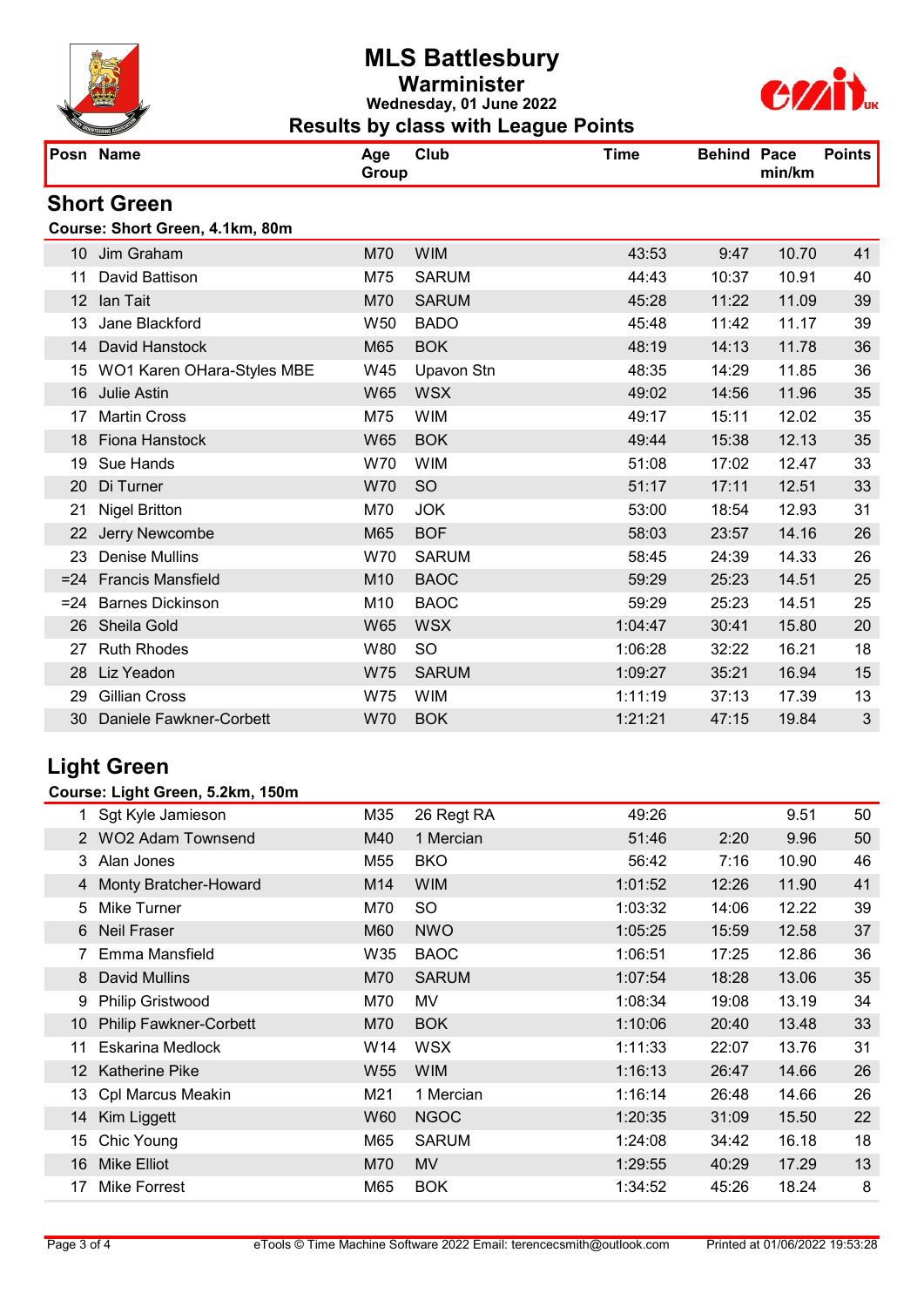# MLS Battlesbury

## Warminster

**Wednesday, 01 June 2022**

## Results by class with League Points

## Short Green

**Course: Short Green, 4.1km, 80m**

| Posn | Name | Age Group | Club | Time | Behind | Pace min/km | Points |
|---|---|---|---|---|---|---|---|
| 10 | Jim Graham | M70 | WIM | 43:53 | 9:47 | 10.70 | 41 |
| 11 | David Battison | M75 | SARUM | 44:43 | 10:37 | 10.91 | 40 |
| 12 | Ian Tait | M70 | SARUM | 45:28 | 11:22 | 11.09 | 39 |
| 13 | Jane Blackford | W50 | BADO | 45:48 | 11:42 | 11.17 | 39 |
| 14 | David Hanstock | M65 | BOK | 48:19 | 14:13 | 11.78 | 36 |
| 15 | WO1 Karen OHara-Styles MBE | W45 | Upavon Stn | 48:35 | 14:29 | 11.85 | 36 |
| 16 | Julie Astin | W65 | WSX | 49:02 | 14:56 | 11.96 | 35 |
| 17 | Martin Cross | M75 | WIM | 49:17 | 15:11 | 12.02 | 35 |
| 18 | Fiona Hanstock | W65 | BOK | 49:44 | 15:38 | 12.13 | 35 |
| 19 | Sue Hands | W70 | WIM | 51:08 | 17:02 | 12.47 | 33 |
| 20 | Di Turner | W70 | SO | 51:17 | 17:11 | 12.51 | 33 |
| 21 | Nigel Britton | M70 | JOK | 53:00 | 18:54 | 12.93 | 31 |
| 22 | Jerry Newcombe | M65 | BOF | 58:03 | 23:57 | 14.16 | 26 |
| 23 | Denise Mullins | W70 | SARUM | 58:45 | 24:39 | 14.33 | 26 |
| =24 | Francis Mansfield | M10 | BAOC | 59:29 | 25:23 | 14.51 | 25 |
| =24 | Barnes Dickinson | M10 | BAOC | 59:29 | 25:23 | 14.51 | 25 |
| 26 | Sheila Gold | W65 | WSX | 1:04:47 | 30:41 | 15.80 | 20 |
| 27 | Ruth Rhodes | W80 | SO | 1:06:28 | 32:22 | 16.21 | 18 |
| 28 | Liz Yeadon | W75 | SARUM | 1:09:27 | 35:21 | 16.94 | 15 |
| 29 | Gillian Cross | W75 | WIM | 1:11:19 | 37:13 | 17.39 | 13 |
| 30 | Daniele Fawkner-Corbett | W70 | BOK | 1:21:21 | 47:15 | 19.84 | 3 |

## Light Green

**Course: Light Green, 5.2km, 150m**

| Posn | Name | Age Group | Club | Time | Behind | Pace min/km | Points |
|---|---|---|---|---|---|---|---|
| 1 | Sgt Kyle Jamieson | M35 | 26 Regt RA | 49:26 | | 9.51 | 50 |
| 2 | WO2 Adam Townsend | M40 | 1 Mercian | 51:46 | 2:20 | 9.96 | 50 |
| 3 | Alan Jones | M55 | BKO | 56:42 | 7:16 | 10.90 | 46 |
| 4 | Monty Bratcher-Howard | M14 | WIM | 1:01:52 | 12:26 | 11.90 | 41 |
| 5 | Mike Turner | M70 | SO | 1:03:32 | 14:06 | 12.22 | 39 |
| 6 | Neil Fraser | M60 | NWO | 1:05:25 | 15:59 | 12.58 | 37 |
| 7 | Emma Mansfield | W35 | BAOC | 1:06:51 | 17:25 | 12.86 | 36 |
| 8 | David Mullins | M70 | SARUM | 1:07:54 | 18:28 | 13.06 | 35 |
| 9 | Philip Gristwood | M70 | MV | 1:08:34 | 19:08 | 13.19 | 34 |
| 10 | Philip Fawkner-Corbett | M70 | BOK | 1:10:06 | 20:40 | 13.48 | 33 |
| 11 | Eskarina Medlock | W14 | WSX | 1:11:33 | 22:07 | 13.76 | 31 |
| 12 | Katherine Pike | W55 | WIM | 1:16:13 | 26:47 | 14.66 | 26 |
| 13 | Cpl Marcus Meakin | M21 | 1 Mercian | 1:16:14 | 26:48 | 14.66 | 26 |
| 14 | Kim Liggett | W60 | NGOC | 1:20:35 | 31:09 | 15.50 | 22 |
| 15 | Chic Young | M65 | SARUM | 1:24:08 | 34:42 | 16.18 | 18 |
| 16 | Mike Elliot | M70 | MV | 1:29:55 | 40:29 | 17.29 | 13 |
| 17 | Mike Forrest | M65 | BOK | 1:34:52 | 45:26 | 18.24 | 8 |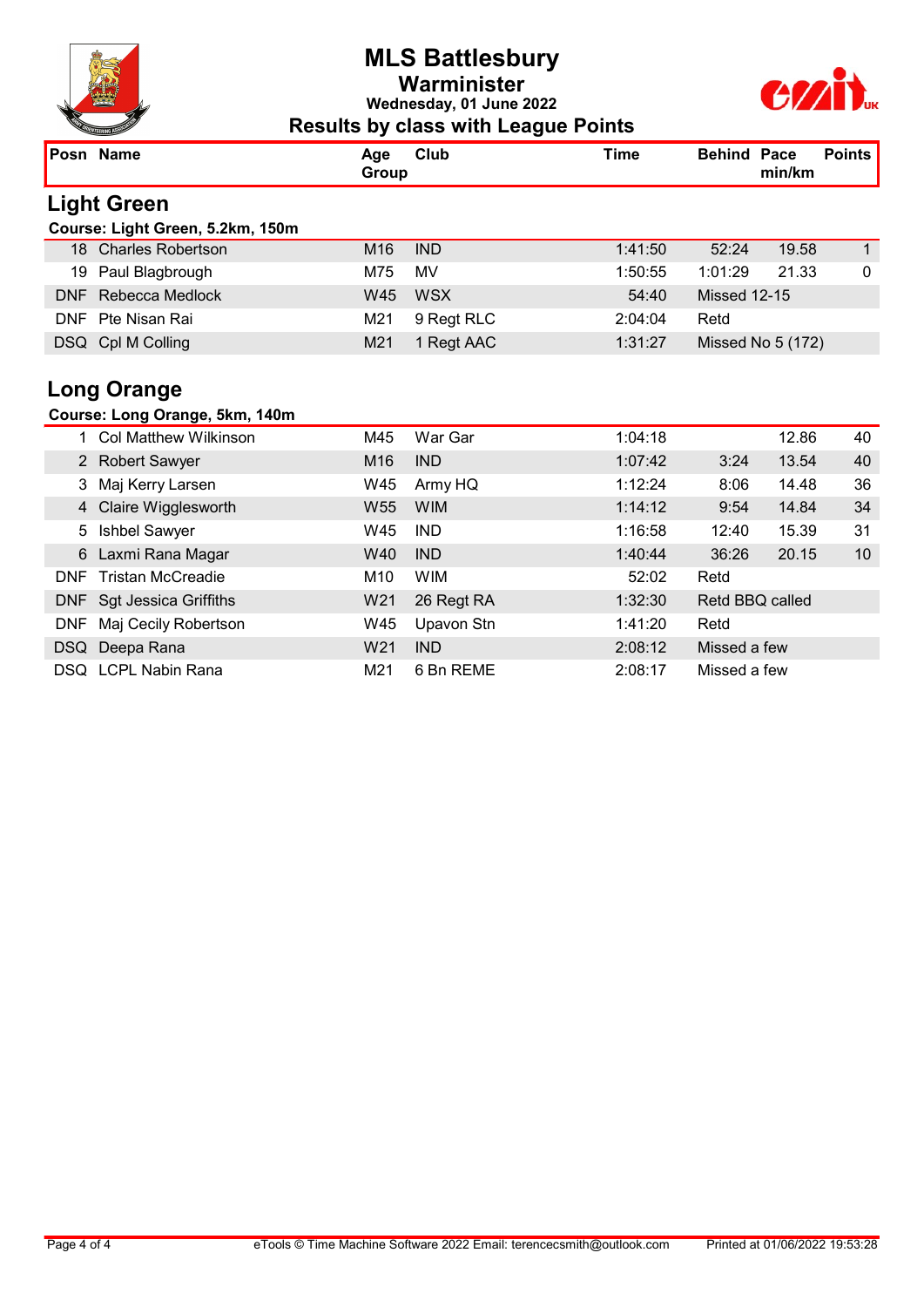# MLS Battlesbury

## Warminster

**Wednesday, 01 June 2022**

## Results by class with League Points

| Posn | Name | Age Group | Club | Time | Behind | Pace min/km | Points |
|---|---|---|---|---|---|---|---|

## Light Green

**Course: Light Green, 5.2km, 150m**

| Posn | Name | Age Group | Club | Time | Behind | Pace min/km | Points |
|---|---|---|---|---|---|---|---|
| 18 | Charles Robertson | M16 | IND | 1:41:50 | 52:24 | 19.58 | 1 |
| 19 | Paul Blagbrough | M75 | MV | 1:50:55 | 1:01:29 | 21.33 | 0 |
| DNF | Rebecca Medlock | W45 | WSX | 54:40 | Missed 12-15 | | |
| DNF | Pte Nisan Rai | M21 | 9 Regt RLC | 2:04:04 | Retd | | |
| DSQ | Cpl M Colling | M21 | 1 Regt AAC | 1:31:27 | Missed No 5 (172) | | |

## Long Orange

**Course: Long Orange, 5km, 140m**

| Posn | Name | Age Group | Club | Time | Behind | Pace min/km | Points |
|---|---|---|---|---|---|---|---|
| 1 | Col Matthew Wilkinson | M45 | War Gar | 1:04:18 | | 12.86 | 40 |
| 2 | Robert Sawyer | M16 | IND | 1:07:42 | 3:24 | 13.54 | 40 |
| 3 | Maj Kerry Larsen | W45 | Army HQ | 1:12:24 | 8:06 | 14.48 | 36 |
| 4 | Claire Wigglesworth | W55 | WIM | 1:14:12 | 9:54 | 14.84 | 34 |
| 5 | Ishbel Sawyer | W45 | IND | 1:16:58 | 12:40 | 15.39 | 31 |
| 6 | Laxmi Rana Magar | W40 | IND | 1:40:44 | 36:26 | 20.15 | 10 |
| DNF | Tristan McCreadie | M10 | WIM | 52:02 | Retd | | |
| DNF | Sgt Jessica Griffiths | W21 | 26 Regt RA | 1:32:30 | Retd BBQ called | | |
| DNF | Maj Cecily Robertson | W45 | Upavon Stn | 1:41:20 | Retd | | |
| DSQ | Deepa Rana | W21 | IND | 2:08:12 | Missed a few | | |
| DSQ | LCPL Nabin Rana | M21 | 6 Bn REME | 2:08:17 | Missed a few | | |

eTools © Time Machine Software 2022 Email: terencecsmith@outlook.com

Printed at 01/06/2022 19:53:28